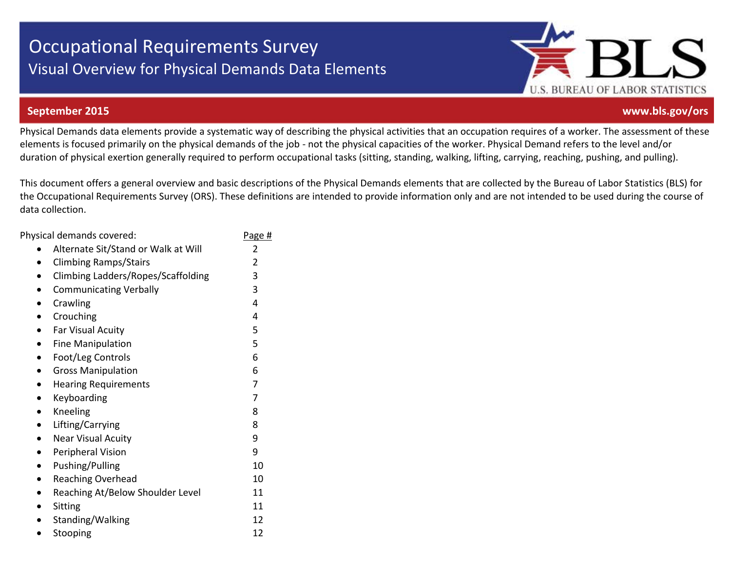# Occupational Requirements Survey

## Visual Overview for Physical Demands Data Elements

**September 2015** **www.bls.gov/ors**

Physical Demands data elements provide a systematic way of describing the physical activities that an occupation requires of a worker. The assessment of these elements is focused primarily on the physical demands of the job - not the physical capacities of the worker. Physical Demand refers to the level and/or duration of physical exertion generally required to perform occupational tasks (sitting, standing, walking, lifting, carrying, reaching, pushing, and pulling).

This document offers a general overview and basic descriptions of the Physical Demands elements that are collected by the Bureau of Labor Statistics (BLS) for the Occupational Requirements Survey (ORS). These definitions are intended to provide information only and are not intended to be used during the course of data collection.

| Physical demands covered: | Page # |
|---|---|
| • Alternate Sit/Stand or Walk at Will | 2 |
| • Climbing Ramps/Stairs | 2 |
| • Climbing Ladders/Ropes/Scaffolding | 3 |
| • Communicating Verbally | 3 |
| • Crawling | 4 |
| • Crouching | 4 |
| • Far Visual Acuity | 5 |
| • Fine Manipulation | 5 |
| • Foot/Leg Controls | 6 |
| • Gross Manipulation | 6 |
| • Hearing Requirements | 7 |
| • Keyboarding | 7 |
| • Kneeling | 8 |
| • Lifting/Carrying | 8 |
| • Near Visual Acuity | 9 |
| • Peripheral Vision | 9 |
| • Pushing/Pulling | 10 |
| • Reaching Overhead | 10 |
| • Reaching At/Below Shoulder Level | 11 |
| • Sitting | 11 |
| • Standing/Walking | 12 |
| • Stooping | 12 |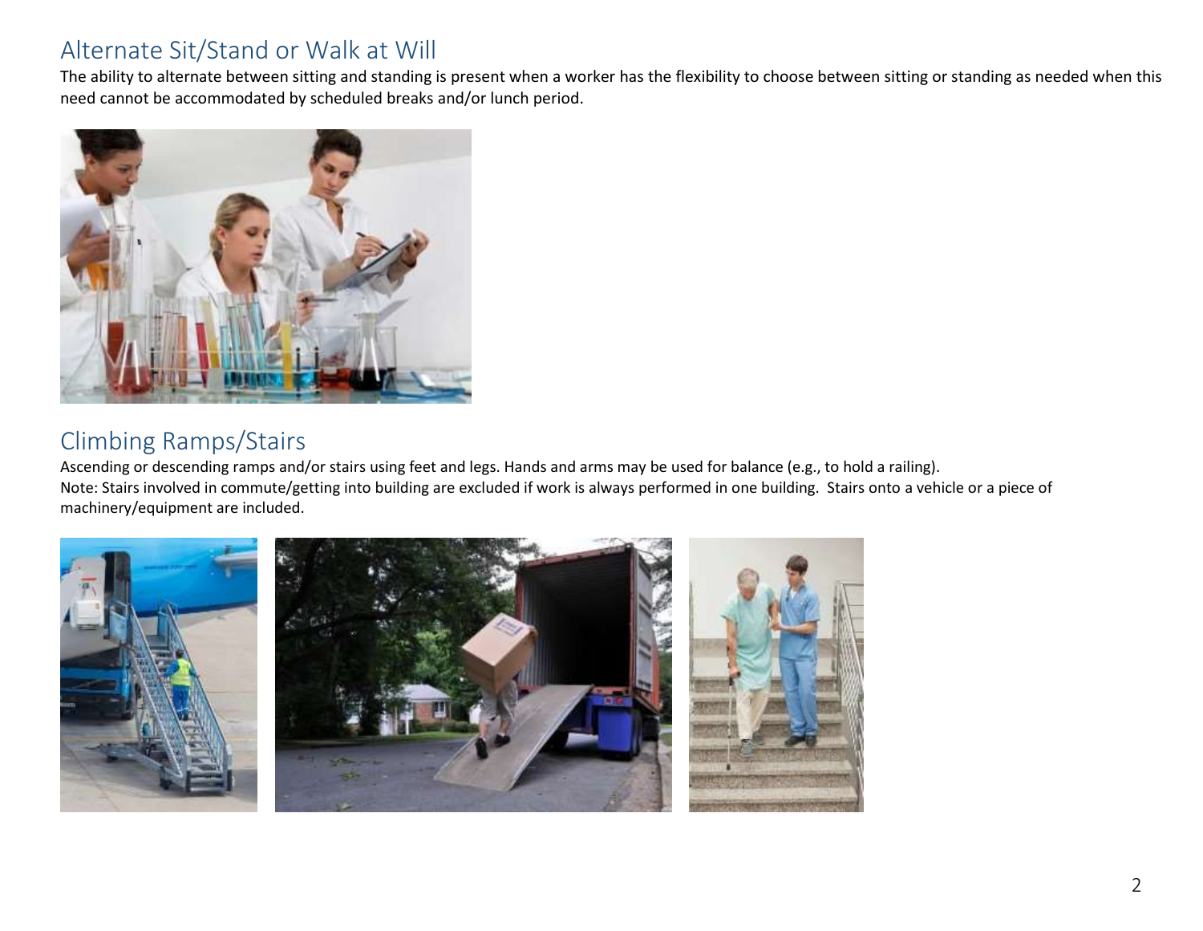## Alternate Sit/Stand or Walk at Will

The ability to alternate between sitting and standing is present when a worker has the flexibility to choose between sitting or standing as needed when this need cannot be accommodated by scheduled breaks and/or lunch period.

## Climbing Ramps/Stairs

Ascending or descending ramps and/or stairs using feet and legs. Hands and arms may be used for balance (e.g., to hold a railing).
Note: Stairs involved in commute/getting into building are excluded if work is always performed in one building. Stairs onto a vehicle or a piece of machinery/equipment are included.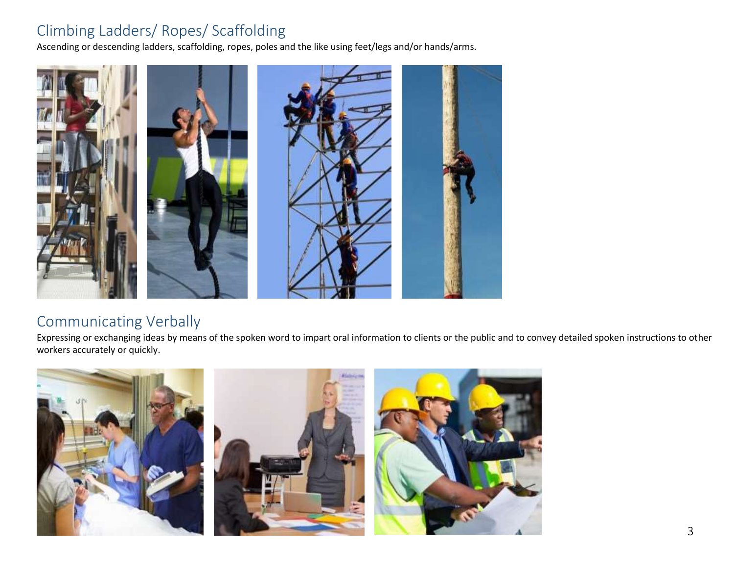## Climbing Ladders/ Ropes/ Scaffolding

Ascending or descending ladders, scaffolding, ropes, poles and the like using feet/legs and/or hands/arms.

## Communicating Verbally

Expressing or exchanging ideas by means of the spoken word to impart oral information to clients or the public and to convey detailed spoken instructions to other workers accurately or quickly.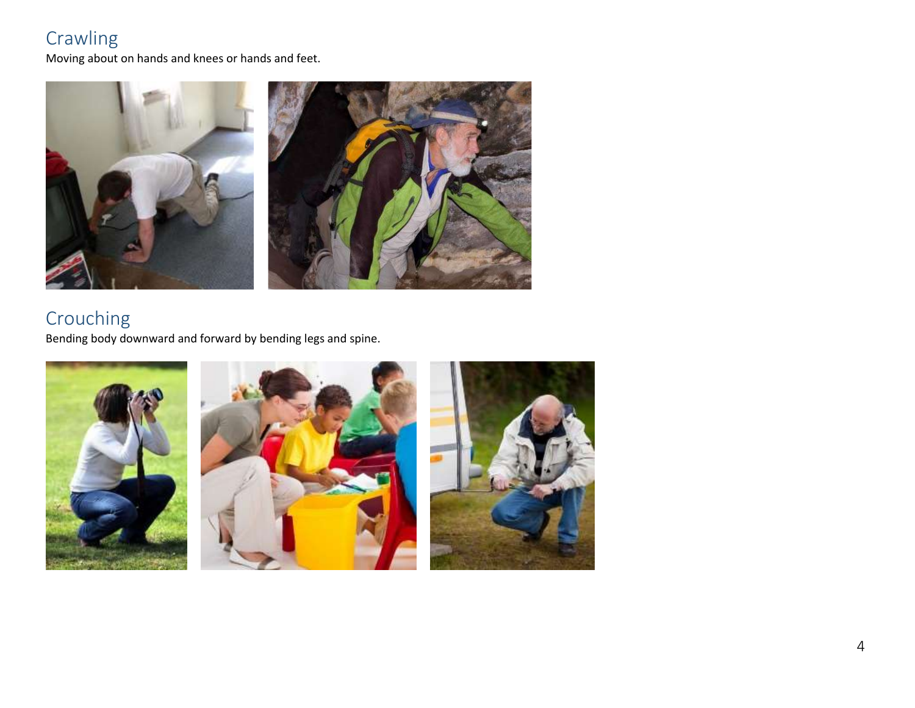## Crawling

Moving about on hands and knees or hands and feet.

## Crouching

Bending body downward and forward by bending legs and spine.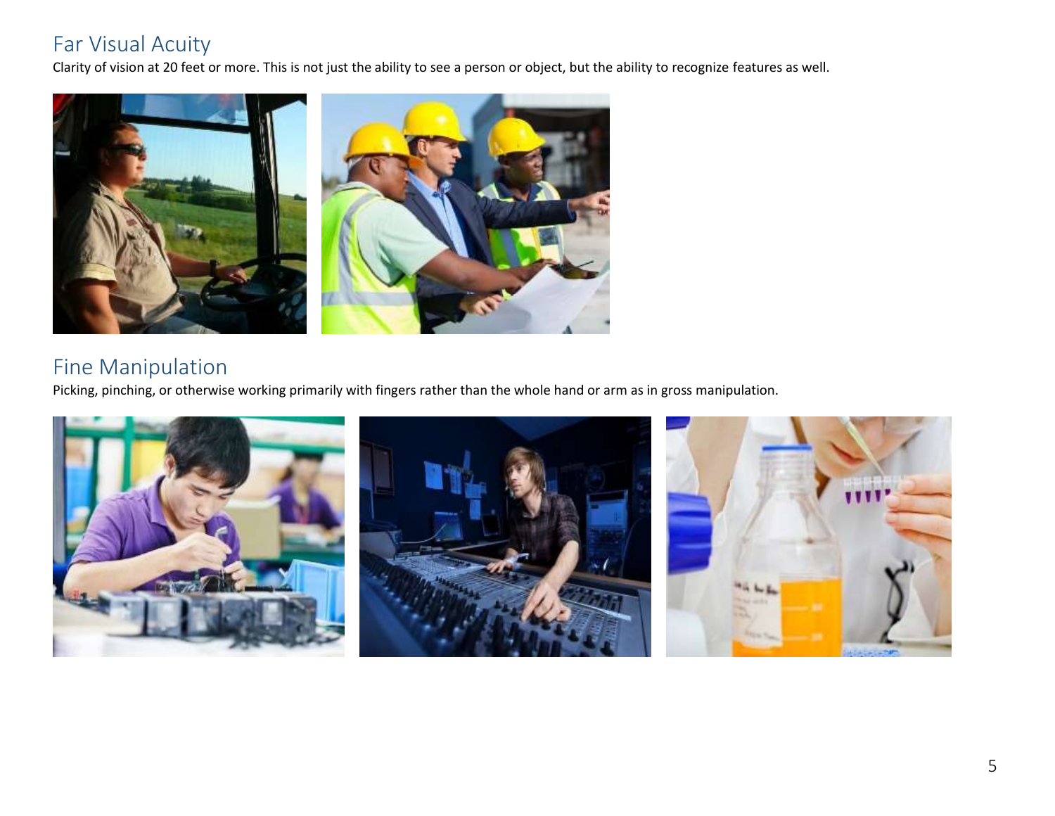## Far Visual Acuity

Clarity of vision at 20 feet or more. This is not just the ability to see a person or object, but the ability to recognize features as well.

## Fine Manipulation

Picking, pinching, or otherwise working primarily with fingers rather than the whole hand or arm as in gross manipulation.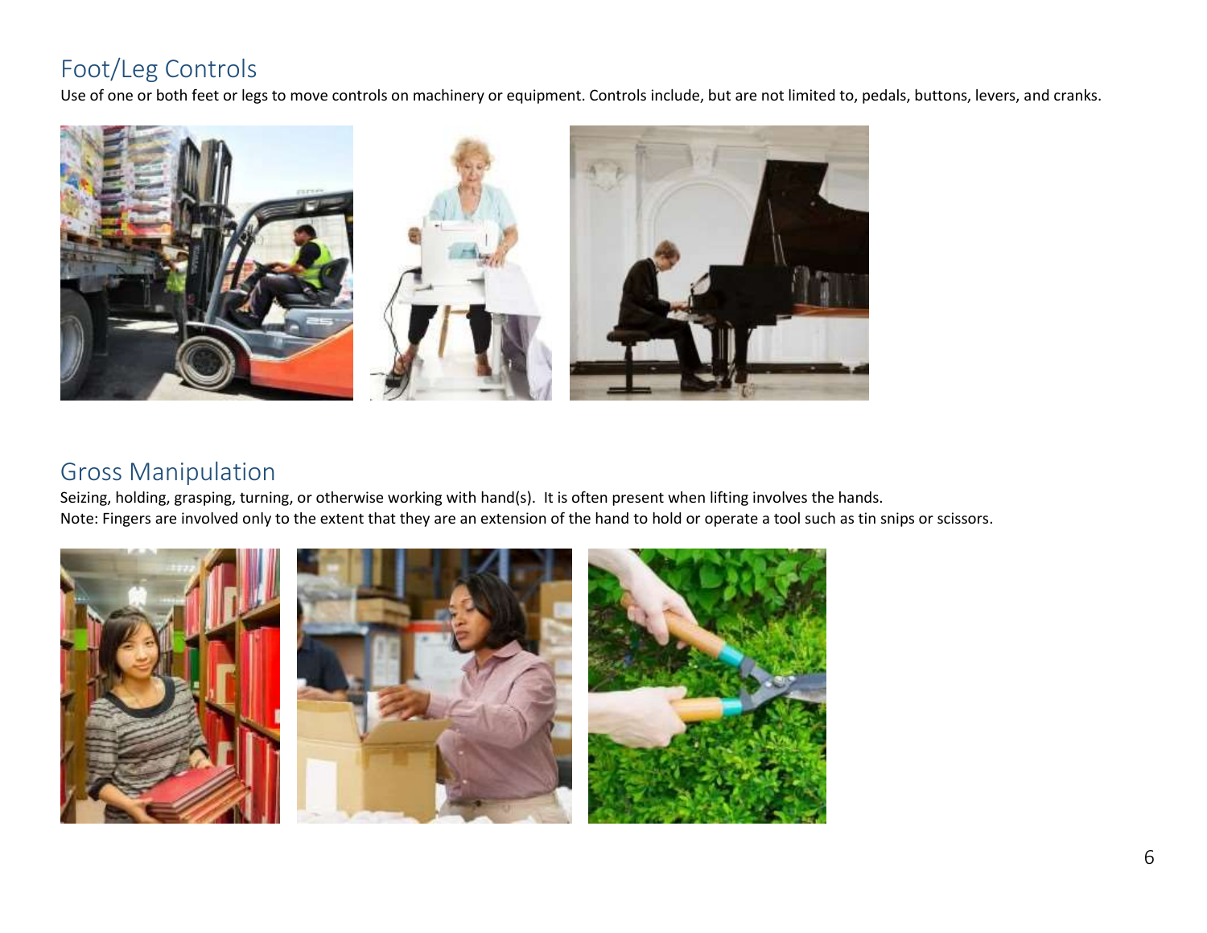## Foot/Leg Controls

Use of one or both feet or legs to move controls on machinery or equipment. Controls include, but are not limited to, pedals, buttons, levers, and cranks.

## Gross Manipulation

Seizing, holding, grasping, turning, or otherwise working with hand(s). It is often present when lifting involves the hands.
Note: Fingers are involved only to the extent that they are an extension of the hand to hold or operate a tool such as tin snips or scissors.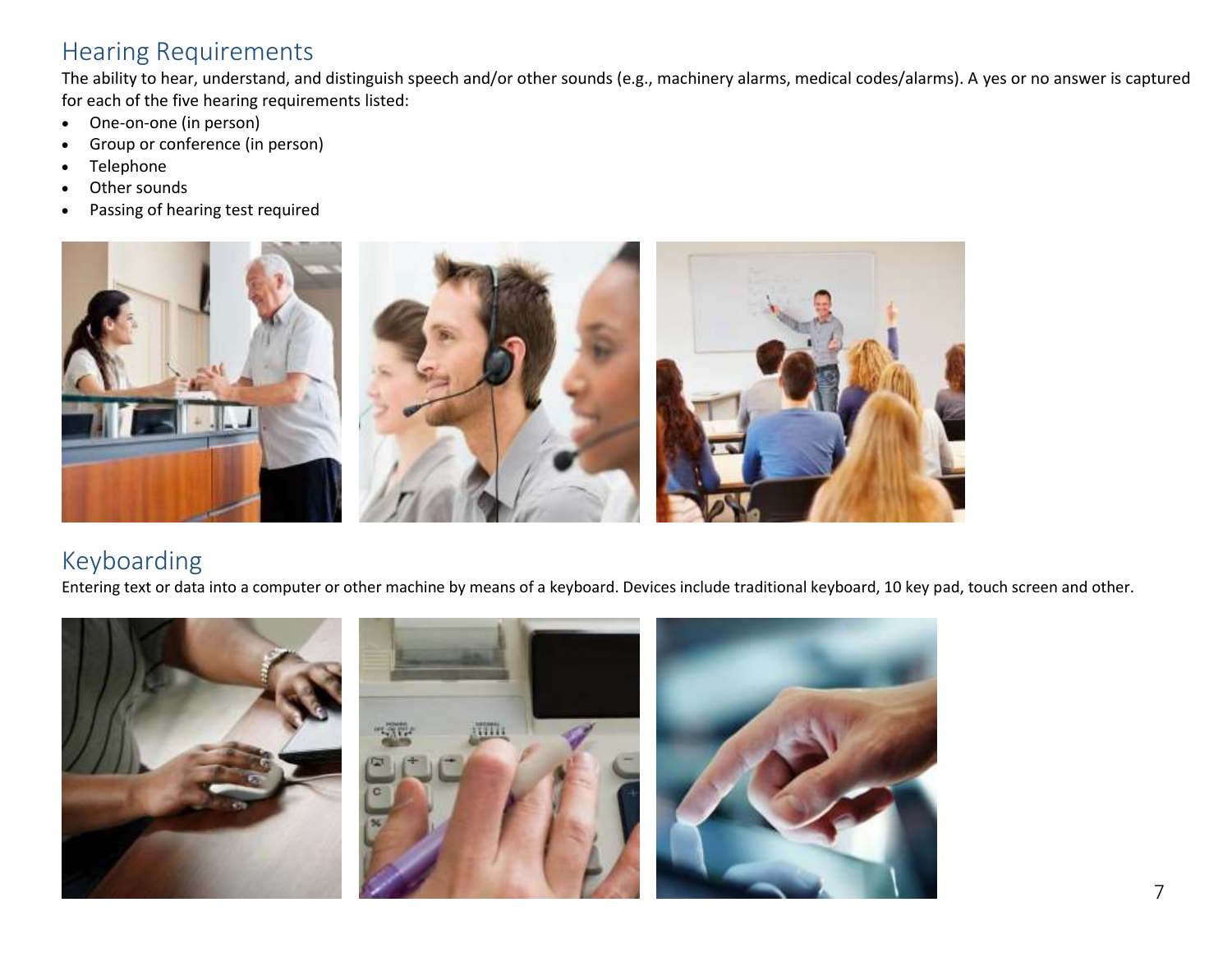## Hearing Requirements

The ability to hear, understand, and distinguish speech and/or other sounds (e.g., machinery alarms, medical codes/alarms). A yes or no answer is captured for each of the five hearing requirements listed:

- One-on-one (in person)
- Group or conference (in person)
- Telephone
- Other sounds
- Passing of hearing test required

## Keyboarding

Entering text or data into a computer or other machine by means of a keyboard. Devices include traditional keyboard, 10 key pad, touch screen and other.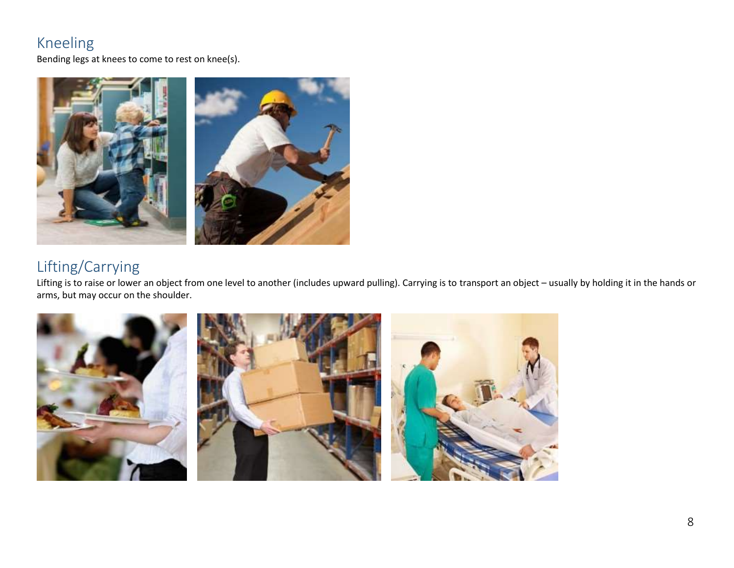## Kneeling

Bending legs at knees to come to rest on knee(s).

## Lifting/Carrying

Lifting is to raise or lower an object from one level to another (includes upward pulling). Carrying is to transport an object – usually by holding it in the hands or arms, but may occur on the shoulder.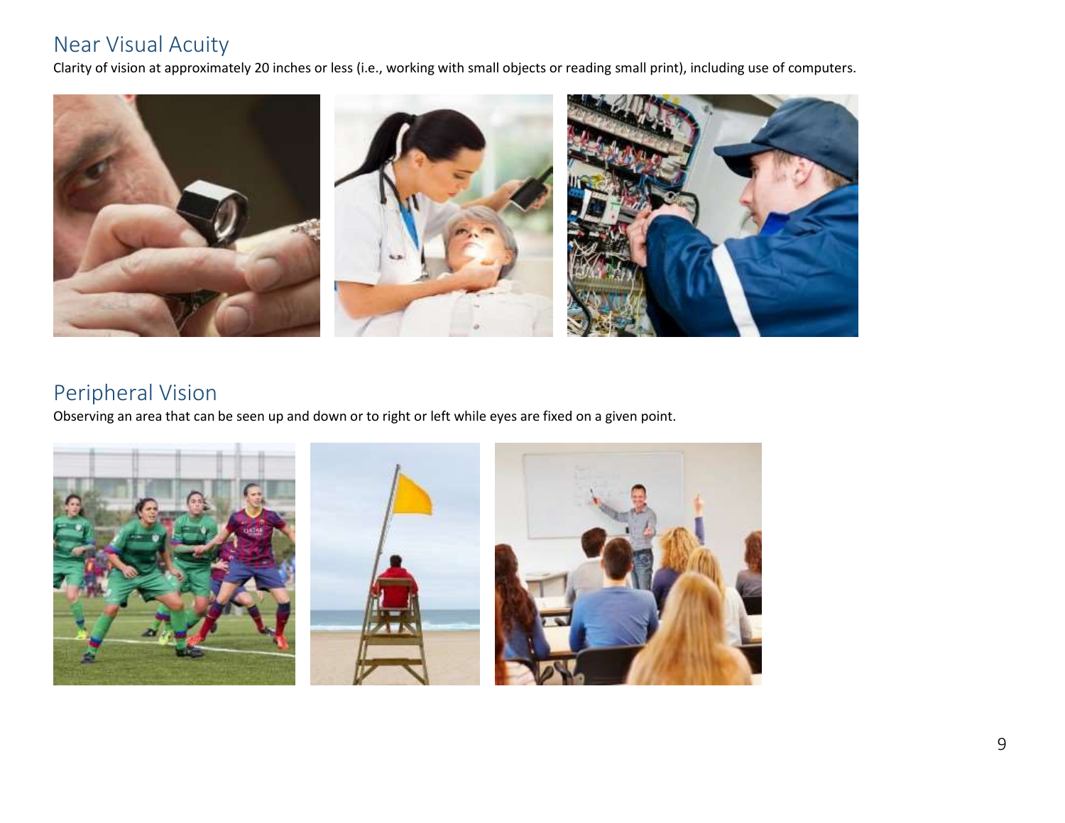## Near Visual Acuity

Clarity of vision at approximately 20 inches or less (i.e., working with small objects or reading small print), including use of computers.

## Peripheral Vision

Observing an area that can be seen up and down or to right or left while eyes are fixed on a given point.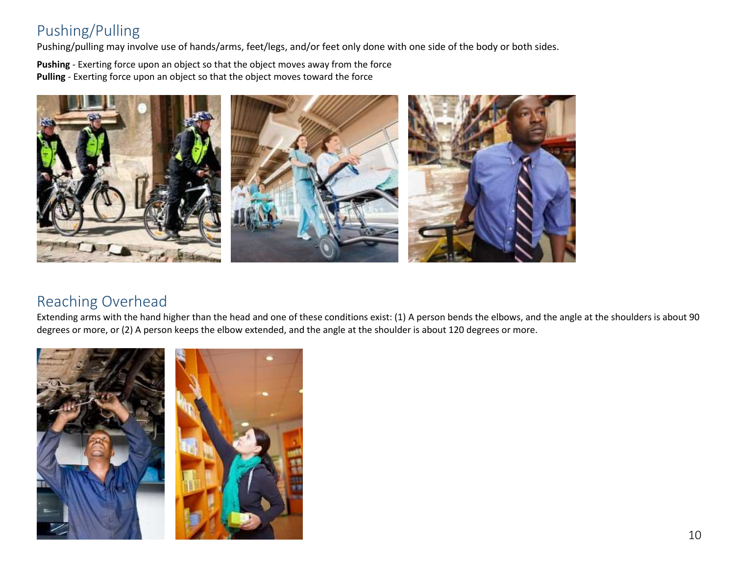## Pushing/Pulling

Pushing/pulling may involve use of hands/arms, feet/legs, and/or feet only done with one side of the body or both sides.

**Pushing** - Exerting force upon an object so that the object moves away from the force
**Pulling** - Exerting force upon an object so that the object moves toward the force

## Reaching Overhead

Extending arms with the hand higher than the head and one of these conditions exist: (1) A person bends the elbows, and the angle at the shoulders is about 90 degrees or more, or (2) A person keeps the elbow extended, and the angle at the shoulder is about 120 degrees or more.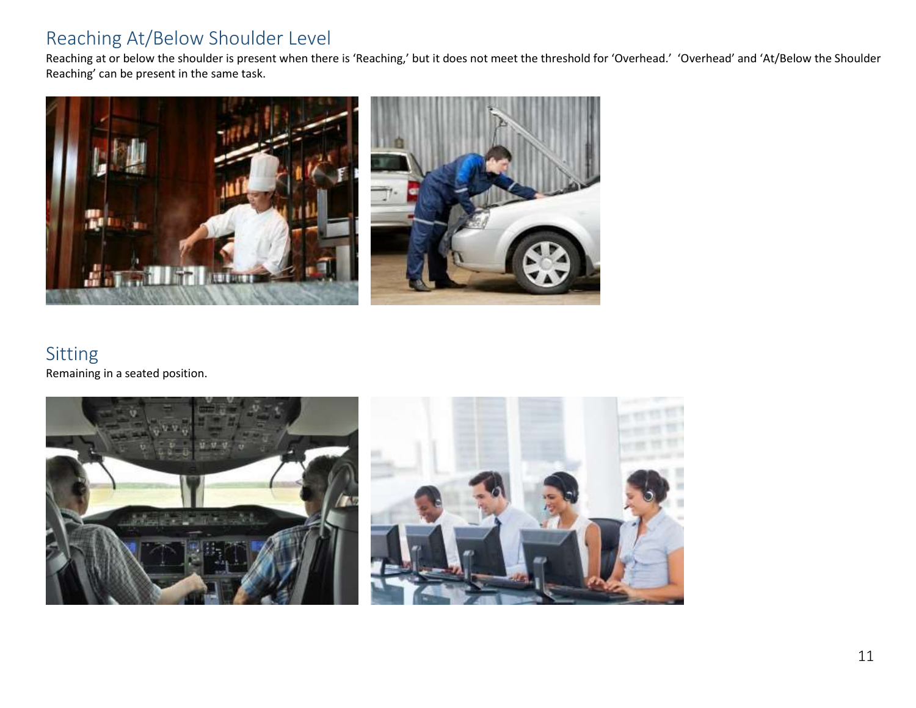## Reaching At/Below Shoulder Level

Reaching at or below the shoulder is present when there is 'Reaching,' but it does not meet the threshold for 'Overhead.' 'Overhead' and 'At/Below the Shoulder Reaching' can be present in the same task.

## Sitting

Remaining in a seated position.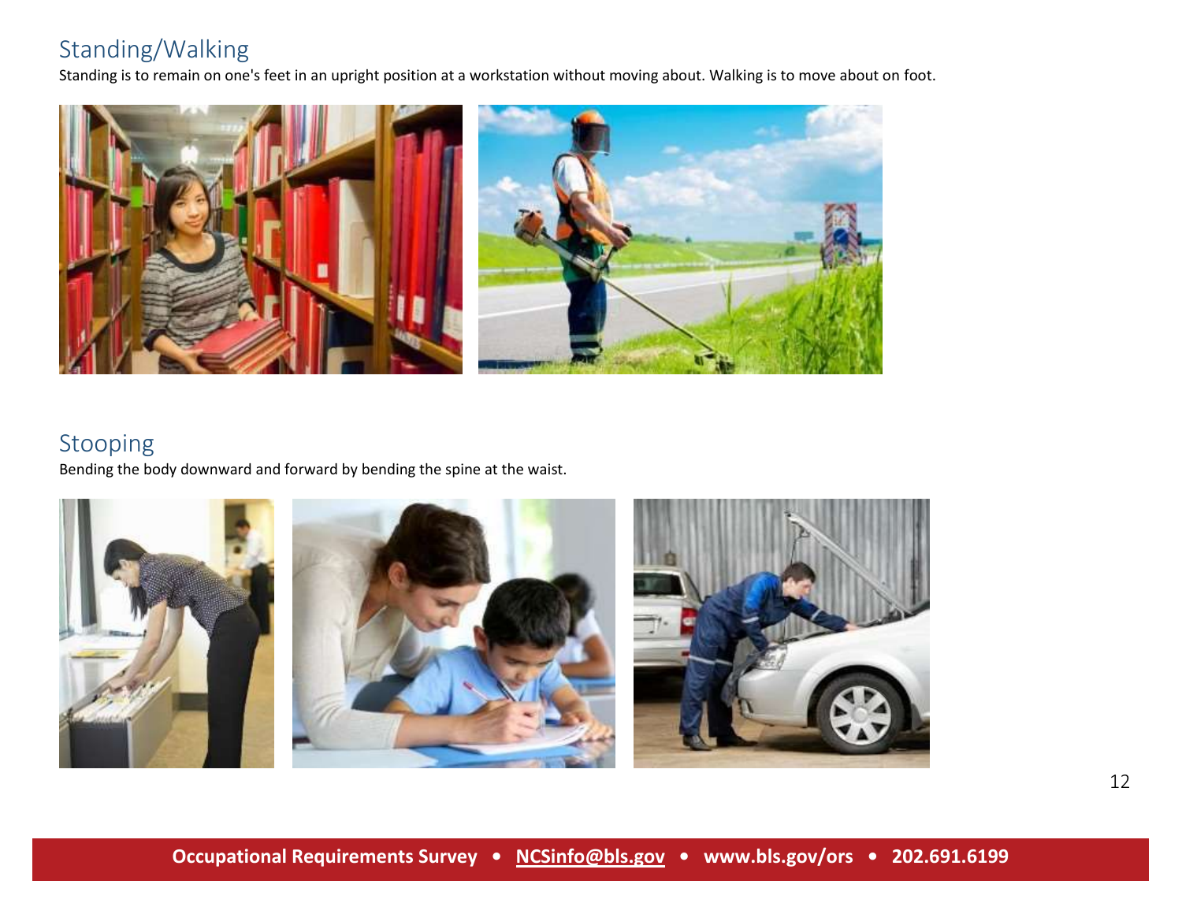## Standing/Walking

Standing is to remain on one's feet in an upright position at a workstation without moving about. Walking is to move about on foot.

## Stooping

Bending the body downward and forward by bending the spine at the waist.

**Occupational Requirements Survey • NCSinfo@bls.gov • www.bls.gov/ors • 202.691.6199**